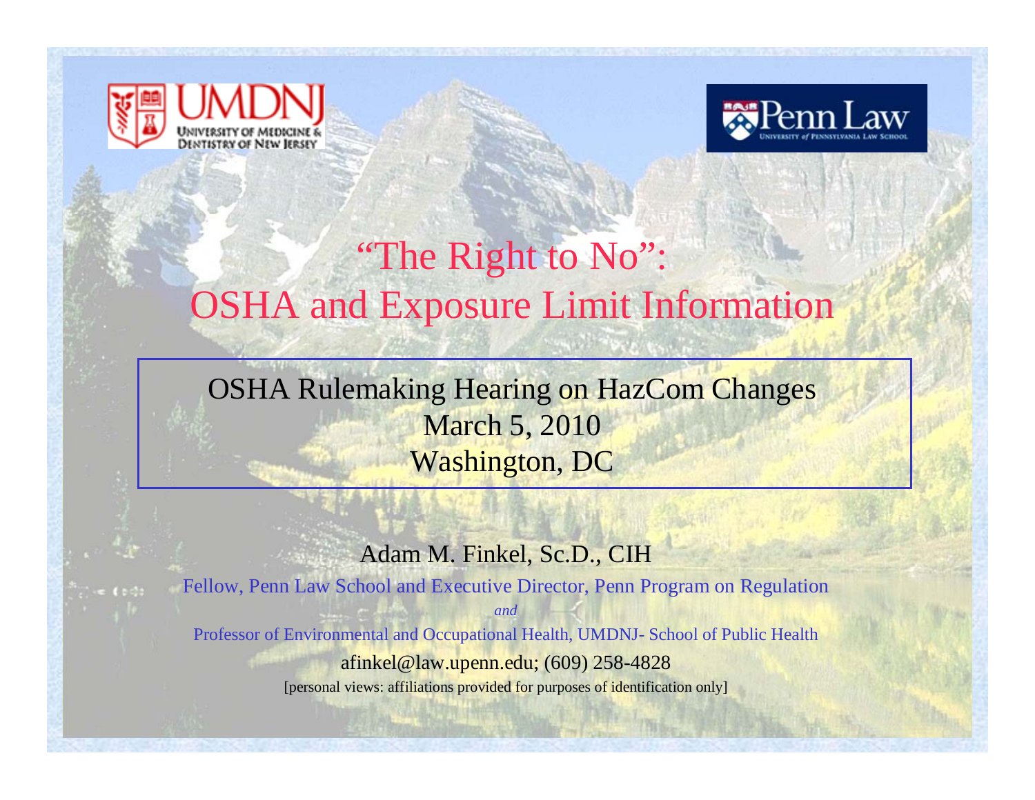UMDNJ — University of Medicine & Dentistry of New Jersey

Penn Law — University of Pennsylvania Law School

# "The Right to No": OSHA and Exposure Limit Information

OSHA Rulemaking Hearing on HazCom Changes
March 5, 2010
Washington, DC

Adam M. Finkel, Sc.D., CIH

Fellow, Penn Law School and Executive Director, Penn Program on Regulation

*and*

Professor of Environmental and Occupational Health, UMDNJ- School of Public Health

afinkel@law.upenn.edu; (609) 258-4828

[personal views: affiliations provided for purposes of identification only]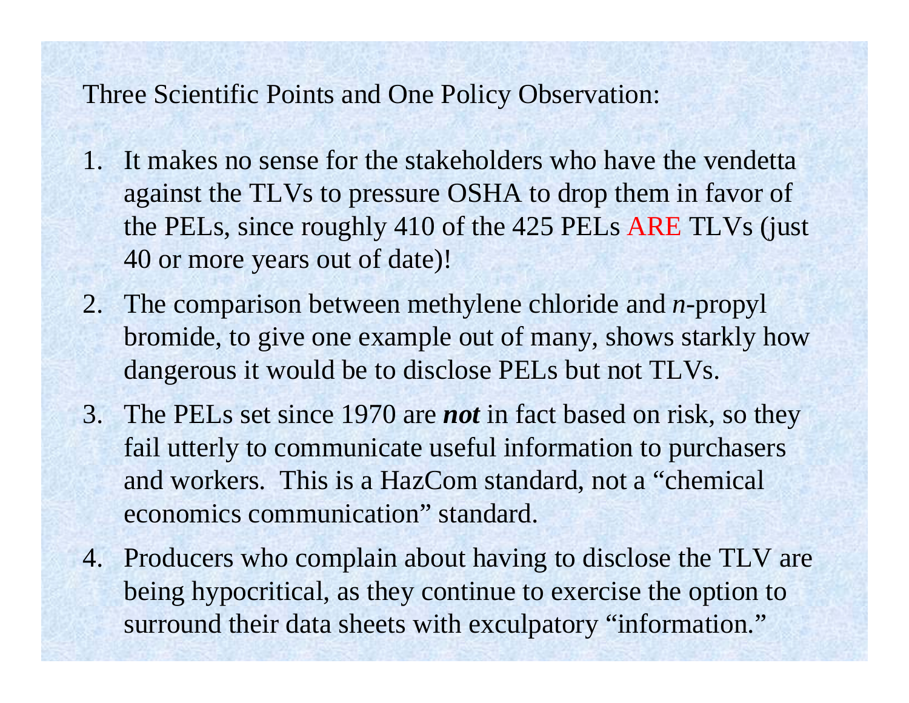Three Scientific Points and One Policy Observation:

1. It makes no sense for the stakeholders who have the vendetta against the TLVs to pressure OSHA to drop them in favor of the PELs, since roughly 410 of the 425 PELs ARE TLVs (just 40 or more years out of date)!
2. The comparison between methylene chloride and *n*-propyl bromide, to give one example out of many, shows starkly how dangerous it would be to disclose PELs but not TLVs.
3. The PELs set since 1970 are ***not*** in fact based on risk, so they fail utterly to communicate useful information to purchasers and workers. This is a HazCom standard, not a "chemical economics communication" standard.
4. Producers who complain about having to disclose the TLV are being hypocritical, as they continue to exercise the option to surround their data sheets with exculpatory "information."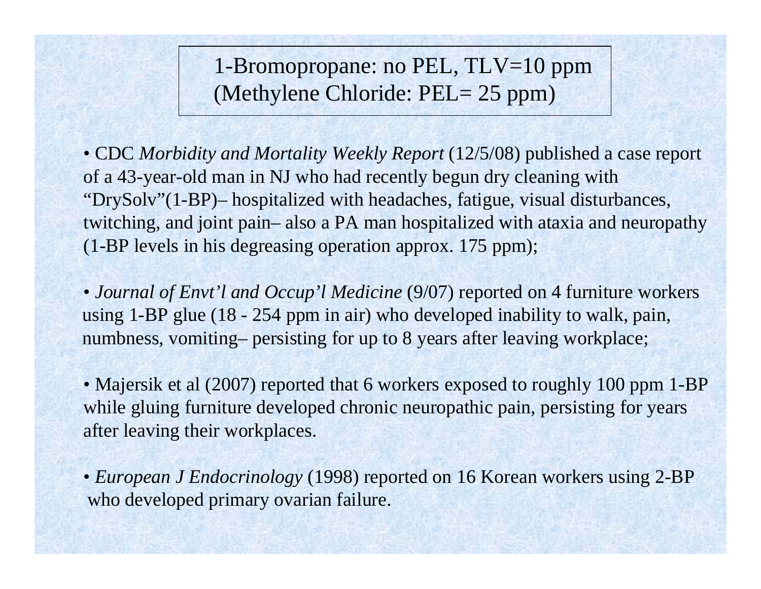## 1-Bromopropane: no PEL, TLV=10 ppm (Methylene Chloride: PEL= 25 ppm)

- CDC *Morbidity and Mortality Weekly Report* (12/5/08) published a case report of a 43-year-old man in NJ who had recently begun dry cleaning with "DrySolv"(1-BP)– hospitalized with headaches, fatigue, visual disturbances, twitching, and joint pain– also a PA man hospitalized with ataxia and neuropathy (1-BP levels in his degreasing operation approx. 175 ppm);

- *Journal of Envt'l and Occup'l Medicine* (9/07) reported on 4 furniture workers using 1-BP glue (18 - 254 ppm in air) who developed inability to walk, pain, numbness, vomiting– persisting for up to 8 years after leaving workplace;

- Majersik et al (2007) reported that 6 workers exposed to roughly 100 ppm 1-BP while gluing furniture developed chronic neuropathic pain, persisting for years after leaving their workplaces.

- *European J Endocrinology* (1998) reported on 16 Korean workers using 2-BP who developed primary ovarian failure.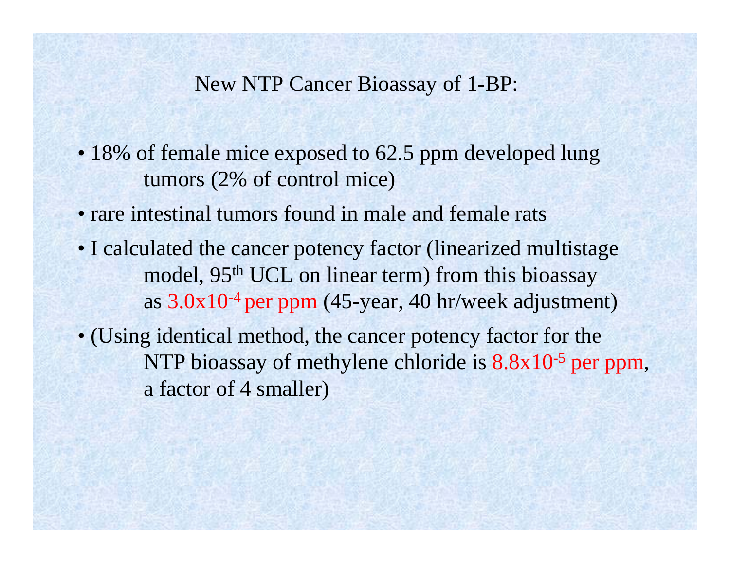## New NTP Cancer Bioassay of 1-BP:

- 18% of female mice exposed to 62.5 ppm developed lung tumors (2% of control mice)
- rare intestinal tumors found in male and female rats
- I calculated the cancer potency factor (linearized multistage model, 95th UCL on linear term) from this bioassay as $3.0 \times 10^{-4}$ per ppm (45-year, 40 hr/week adjustment)
- (Using identical method, the cancer potency factor for the NTP bioassay of methylene chloride is $8.8 \times 10^{-5}$ per ppm, a factor of 4 smaller)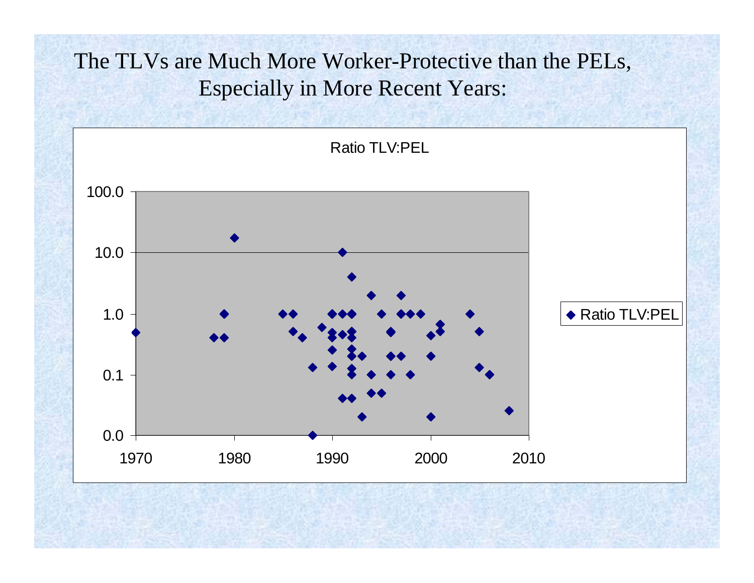# The TLVs are Much More Worker-Protective than the PELs, Especially in More Recent Years:

Ratio TLV:PEL

100.0

10.0

1.0

0.1

0.0

1970 1980 1990 2000 2010

◆ Ratio TLV:PEL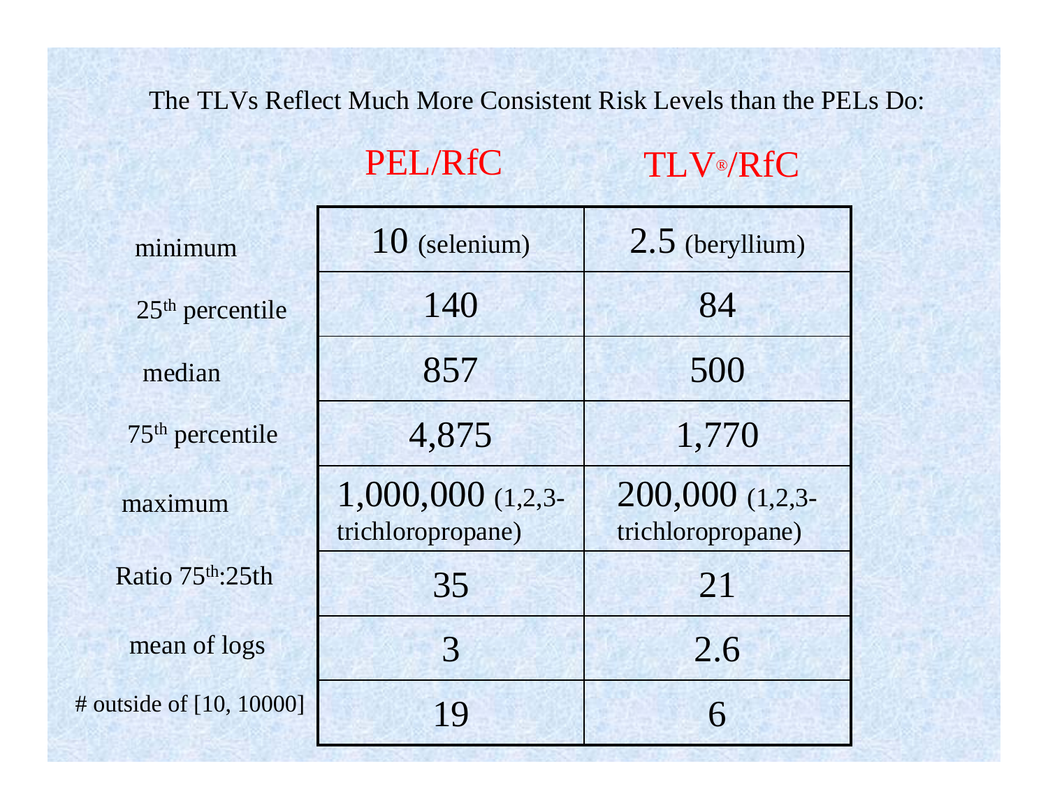The TLVs Reflect Much More Consistent Risk Levels than the PELs Do:

| | PEL/RfC | TLV®/RfC |
|---|---|---|
| minimum | 10 (selenium) | 2.5 (beryllium) |
| $25^{th}$ percentile | 140 | 84 |
| median | 857 | 500 |
| $75^{th}$ percentile | 4,875 | 1,770 |
| maximum | 1,000,000 (1,2,3-trichloropropane) | 200,000 (1,2,3-trichloropropane) |
| Ratio $75^{th}$:25th | 35 | 21 |
| mean of logs | 3 | 2.6 |
| # outside of [10, 10000] | 19 | 6 |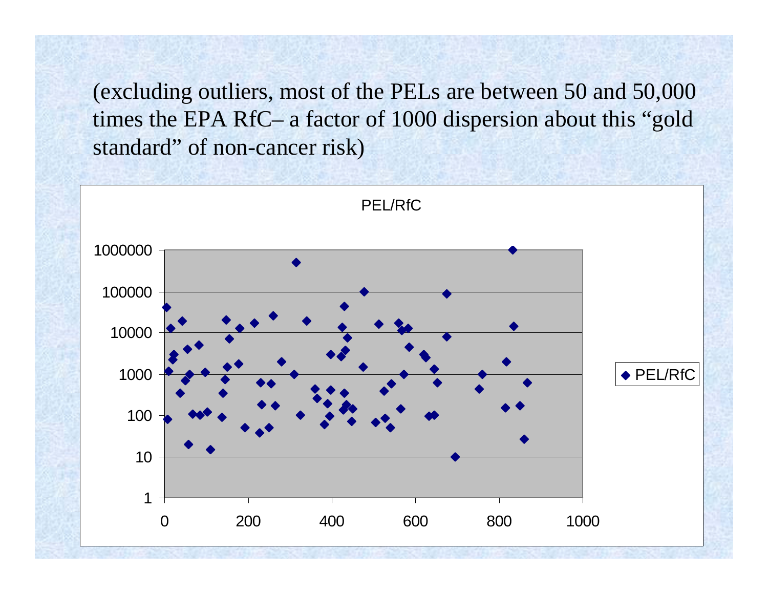(excluding outliers, most of the PELs are between 50 and 50,000 times the EPA RfC– a factor of 1000 dispersion about this "gold standard" of non-cancer risk)

PEL/RfC

1000000

100000

10000

1000

100

10

1

0 200 400 600 800 1000

◆ PEL/RfC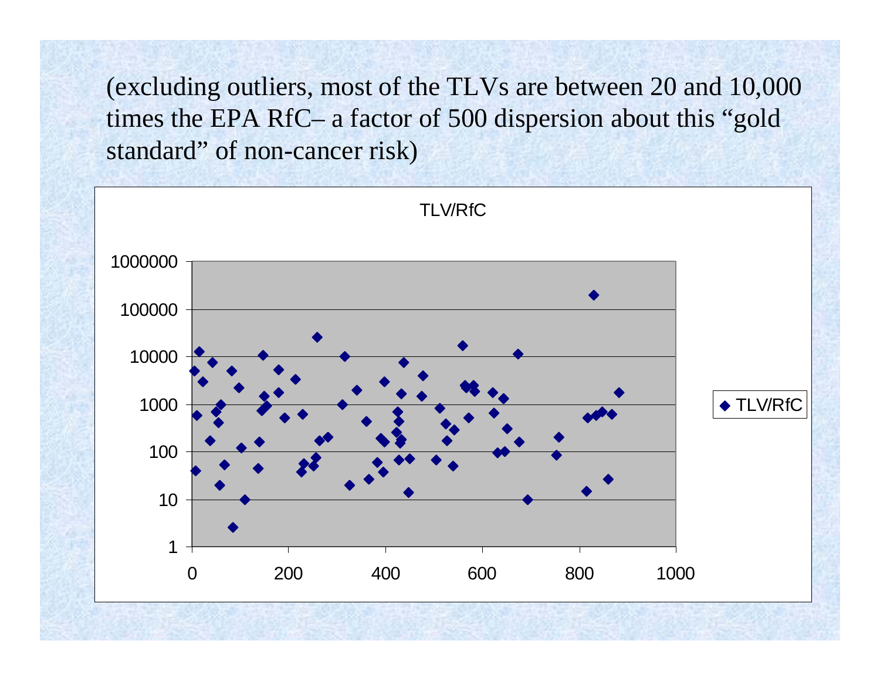(excluding outliers, most of the TLVs are between 20 and 10,000 times the EPA RfC– a factor of 500 dispersion about this "gold standard" of non-cancer risk)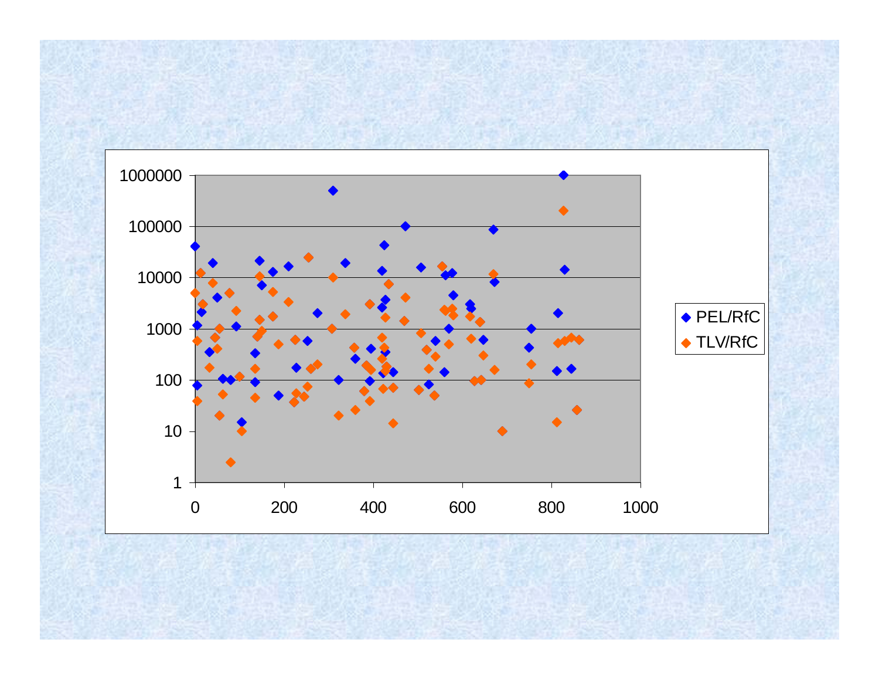PEL/RfC

TLV/RfC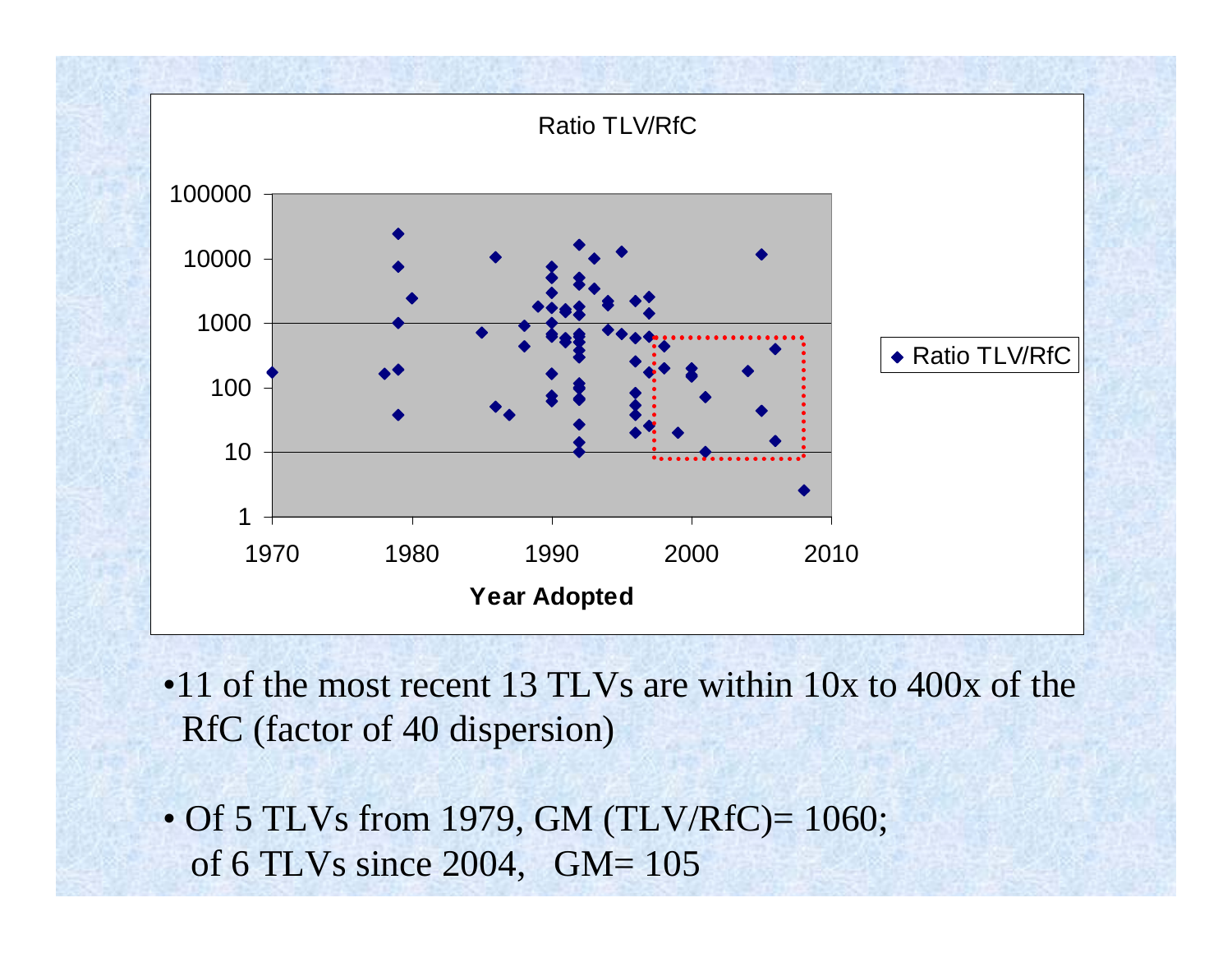Ratio TLV/RfC

- 11 of the most recent 13 TLVs are within 10x to 400x of the RfC (factor of 40 dispersion)

- Of 5 TLVs from 1979, GM (TLV/RfC)= 1060; of 6 TLVs since 2004, GM= 105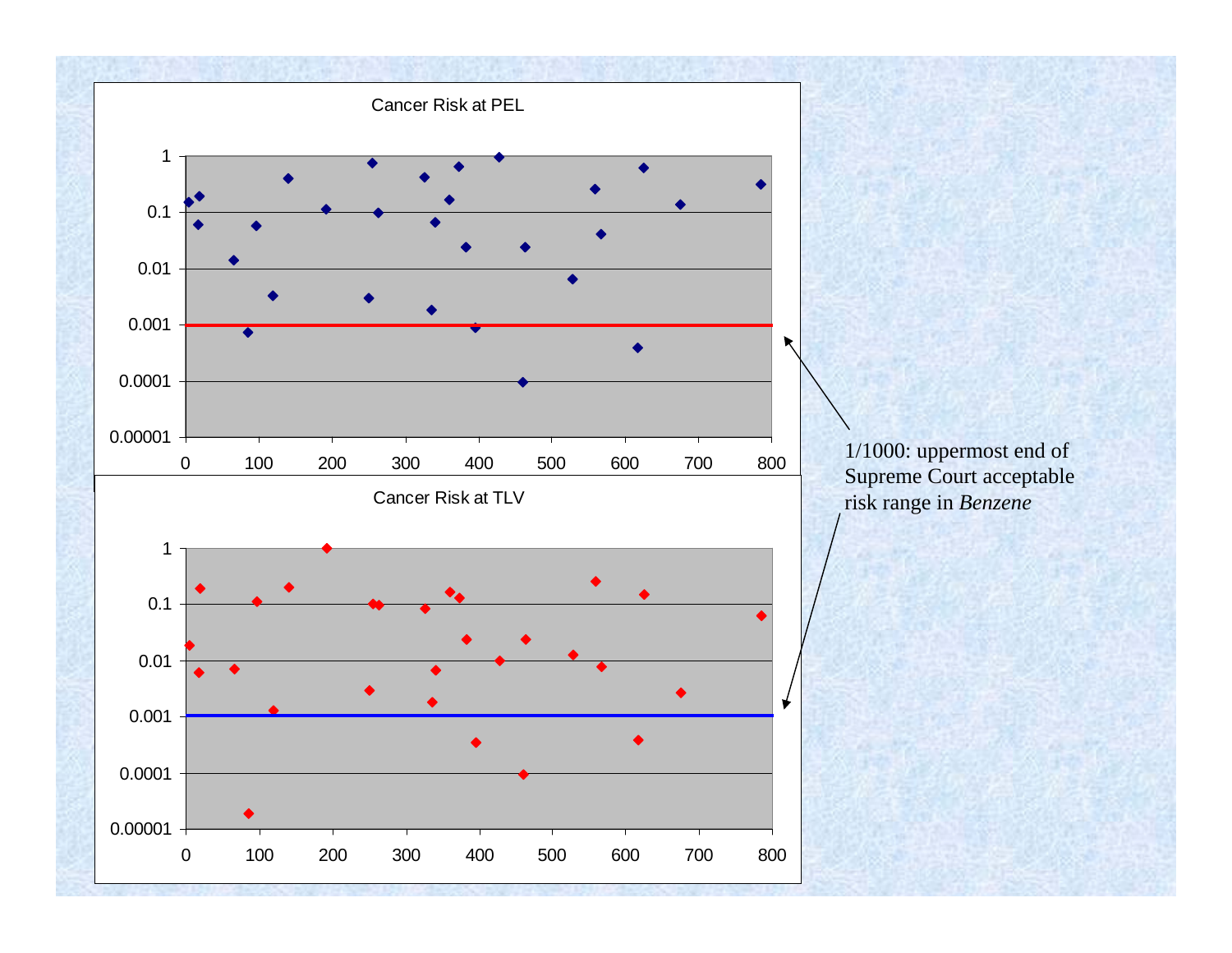Cancer Risk at PEL

Cancer Risk at TLV

1/1000: uppermost end of Supreme Court acceptable risk range in *Benzene*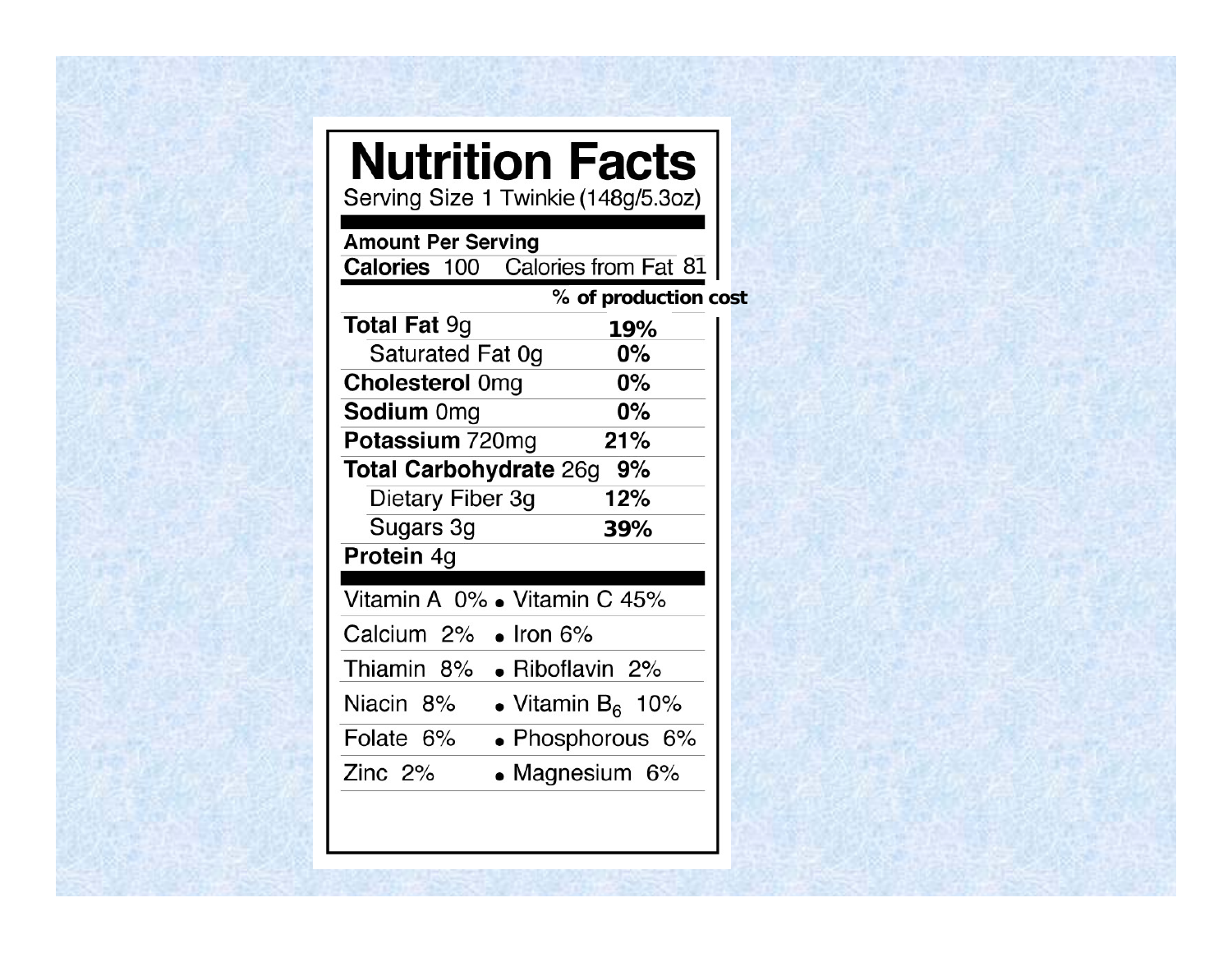# Nutrition Facts

Serving Size 1 Twinkie (148g/5.3oz)

**Amount Per Serving**

**Calories** 100 Calories from Fat 81

| | % of production cost |
|---|---|
| **Total Fat** 9g | **19%** |
| Saturated Fat 0g | **0%** |
| **Cholesterol** 0mg | **0%** |
| **Sodium** 0mg | **0%** |
| **Potassium** 720mg | **21%** |
| **Total Carbohydrate** 26g | **9%** |
| Dietary Fiber 3g | **12%** |
| Sugars 3g | **39%** |
| **Protein** 4g | |

| | |
|---|---|
| Vitamin A 0% | • Vitamin C 45% |
| Calcium 2% | • Iron 6% |
| Thiamin 8% | • Riboflavin 2% |
| Niacin 8% | • Vitamin $B_6$ 10% |
| Folate 6% | • Phosphorous 6% |
| Zinc 2% | • Magnesium 6% |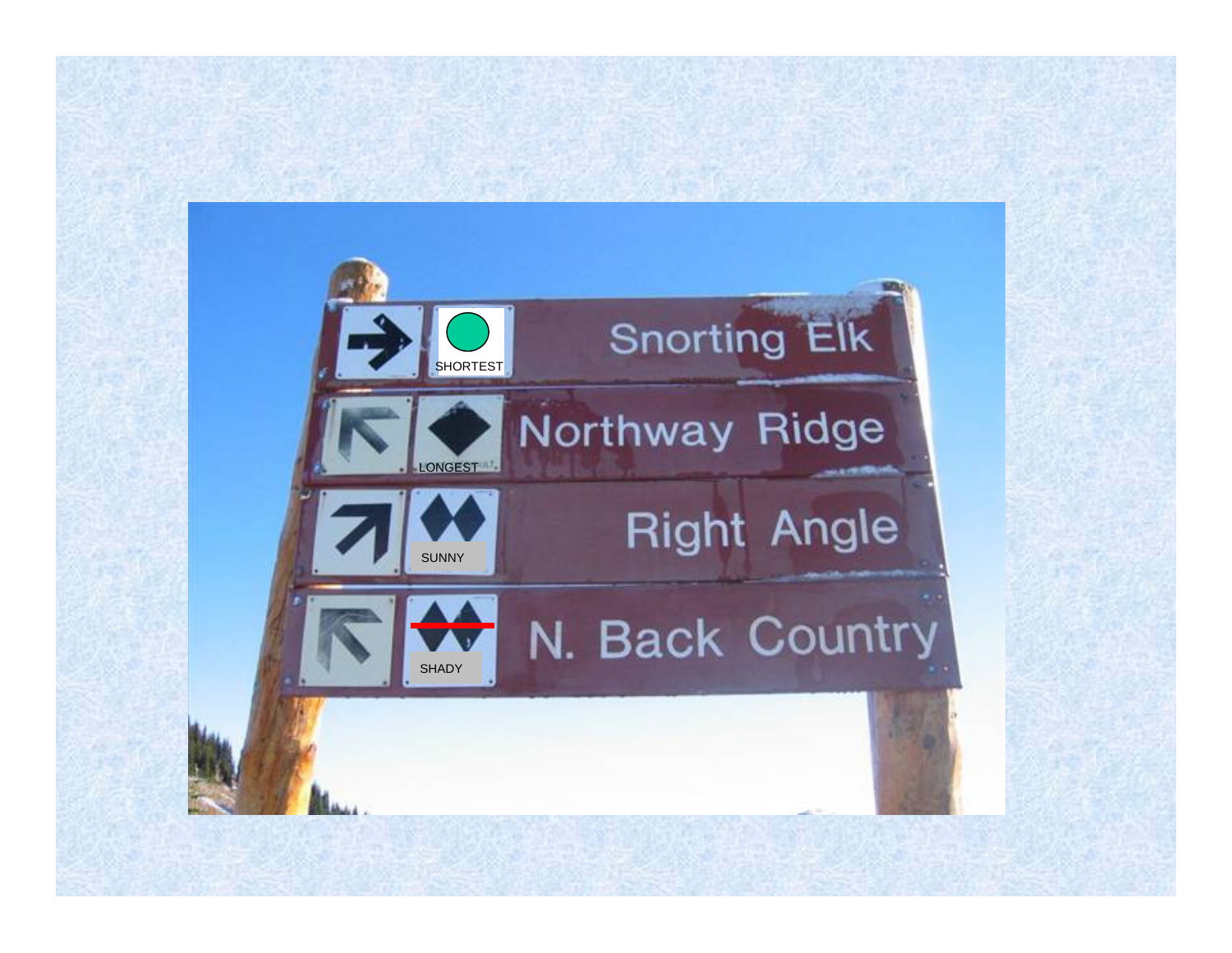Snorting Elk

SHORTEST

Northway Ridge

LONGEST

Right Angle

SUNNY

N. Back Country

SHADY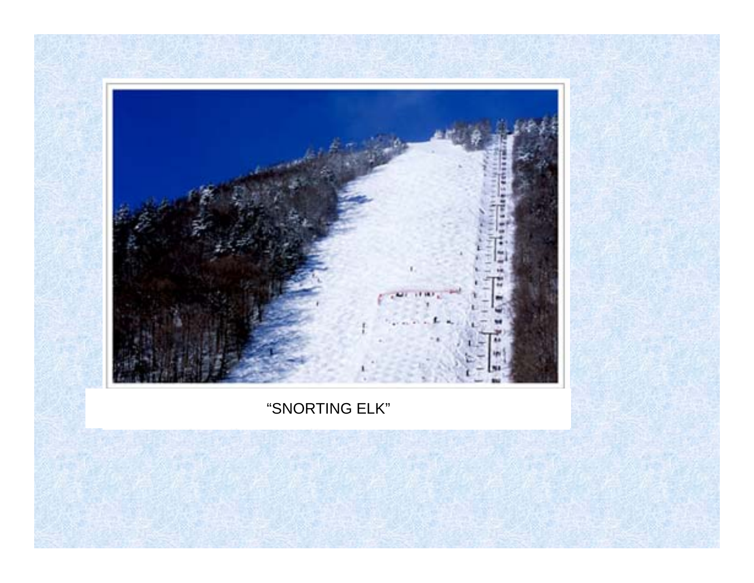“SNORTING ELK”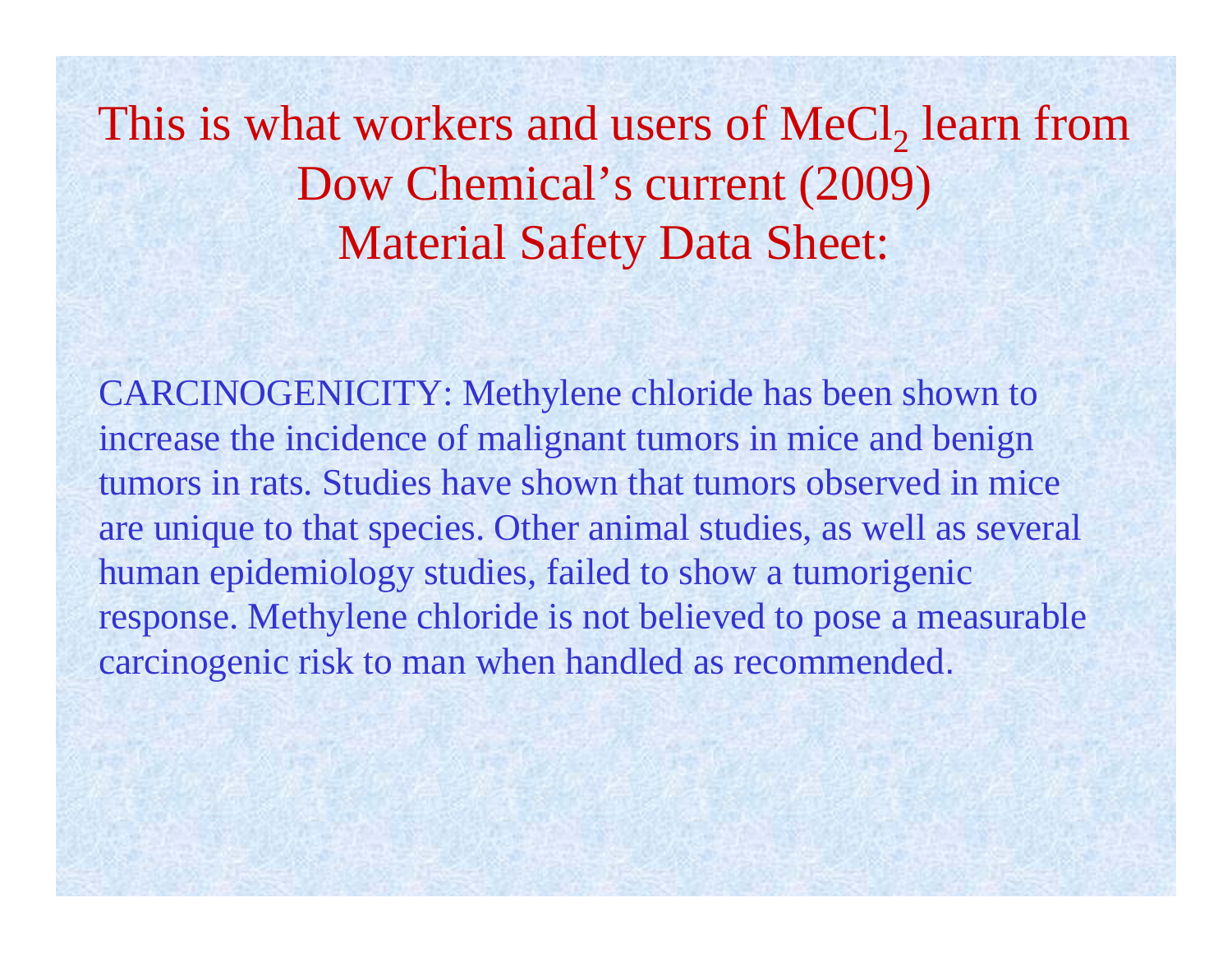# This is what workers and users of $MeCl_2$ learn from Dow Chemical's current (2009) Material Safety Data Sheet:

CARCINOGENICITY: Methylene chloride has been shown to increase the incidence of malignant tumors in mice and benign tumors in rats. Studies have shown that tumors observed in mice are unique to that species. Other animal studies, as well as several human epidemiology studies, failed to show a tumorigenic response. Methylene chloride is not believed to pose a measurable carcinogenic risk to man when handled as recommended.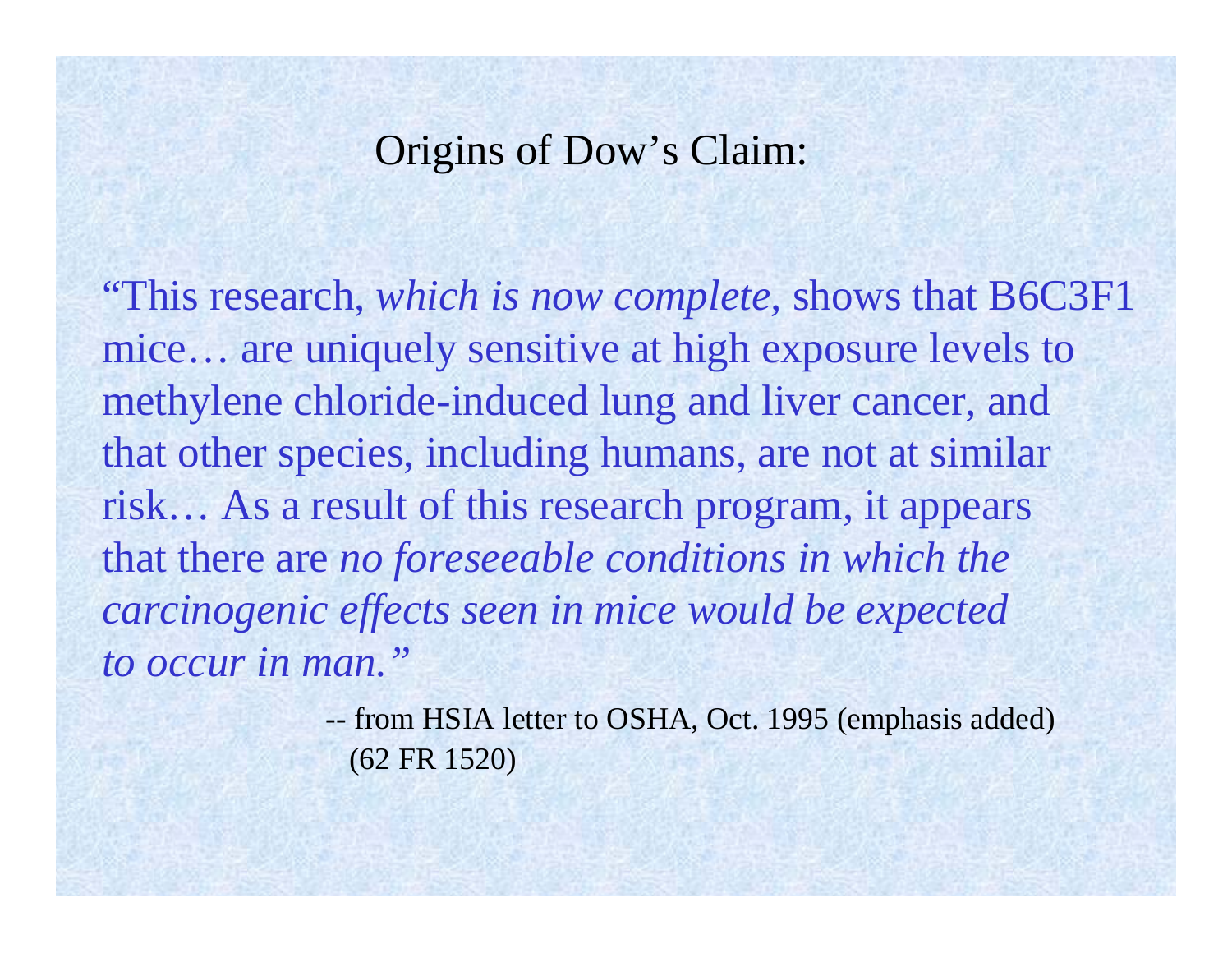## Origins of Dow's Claim:

"This research, *which is now complete*, shows that B6C3F1 mice… are uniquely sensitive at high exposure levels to methylene chloride-induced lung and liver cancer, and that other species, including humans, are not at similar risk… As a result of this research program, it appears that there are *no foreseeable conditions in which the carcinogenic effects seen in mice would be expected to occur in man."*

-- from HSIA letter to OSHA, Oct. 1995 (emphasis added) (62 FR 1520)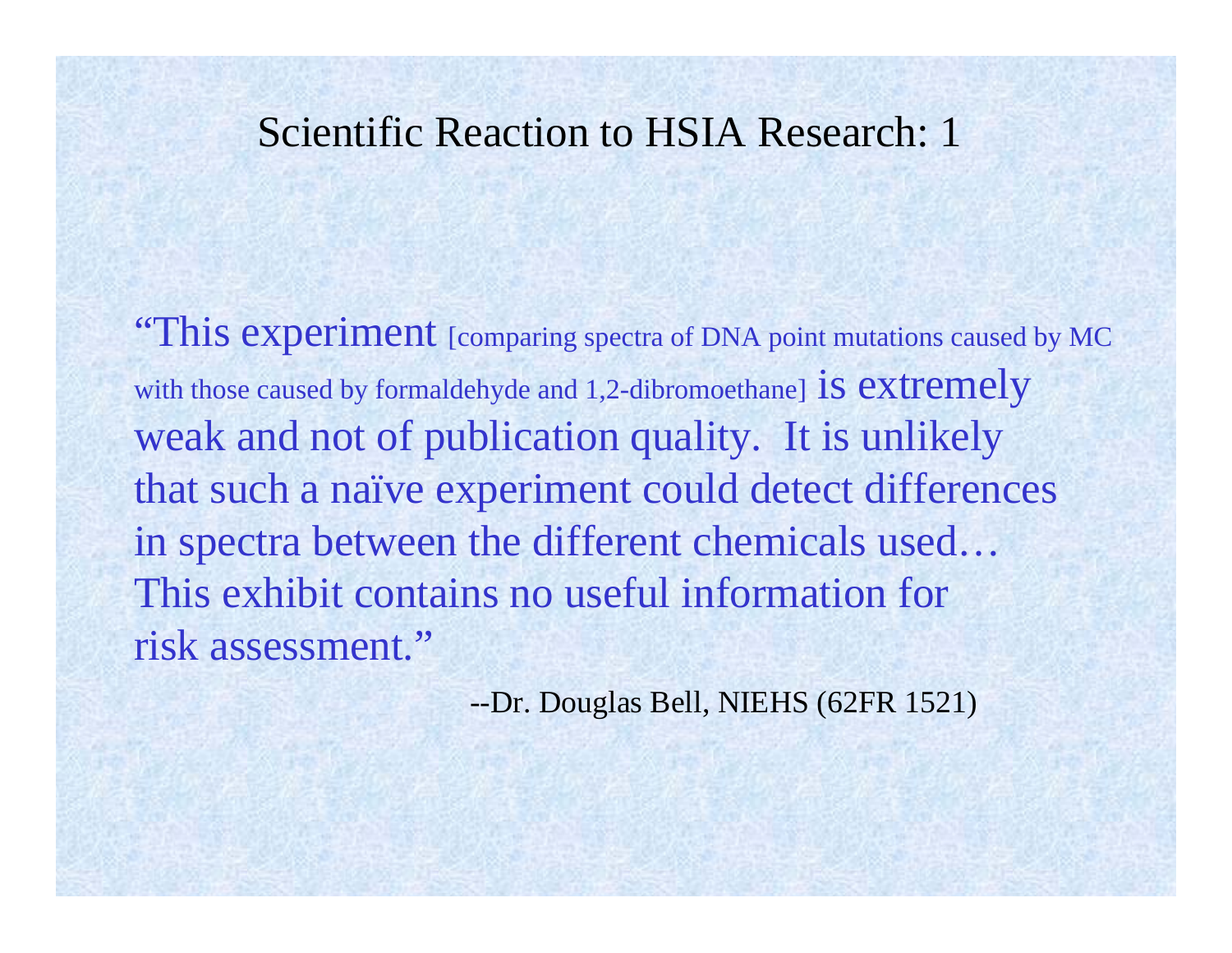# Scientific Reaction to HSIA Research: 1

"This experiment [comparing spectra of DNA point mutations caused by MC with those caused by formaldehyde and 1,2-dibromoethane] is extremely weak and not of publication quality. It is unlikely that such a naïve experiment could detect differences in spectra between the different chemicals used… This exhibit contains no useful information for risk assessment."

--Dr. Douglas Bell, NIEHS (62FR 1521)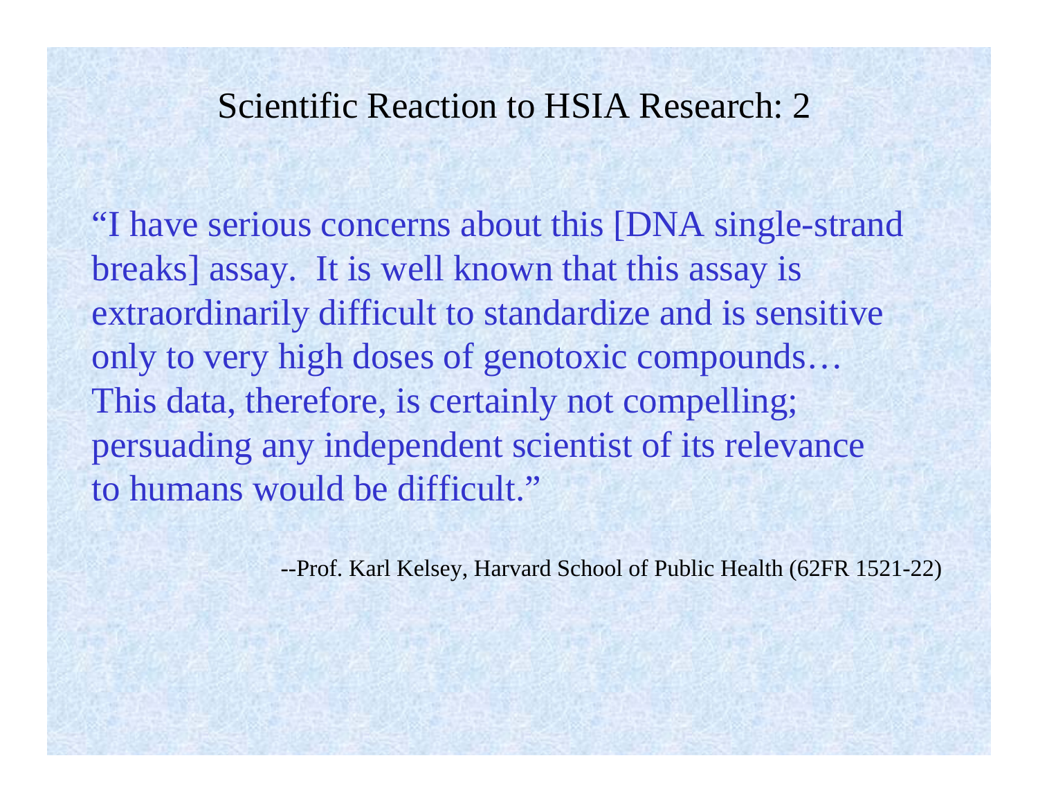# Scientific Reaction to HSIA Research: 2

"I have serious concerns about this [DNA single-strand breaks] assay. It is well known that this assay is extraordinarily difficult to standardize and is sensitive only to very high doses of genotoxic compounds… This data, therefore, is certainly not compelling; persuading any independent scientist of its relevance to humans would be difficult."

--Prof. Karl Kelsey, Harvard School of Public Health (62FR 1521-22)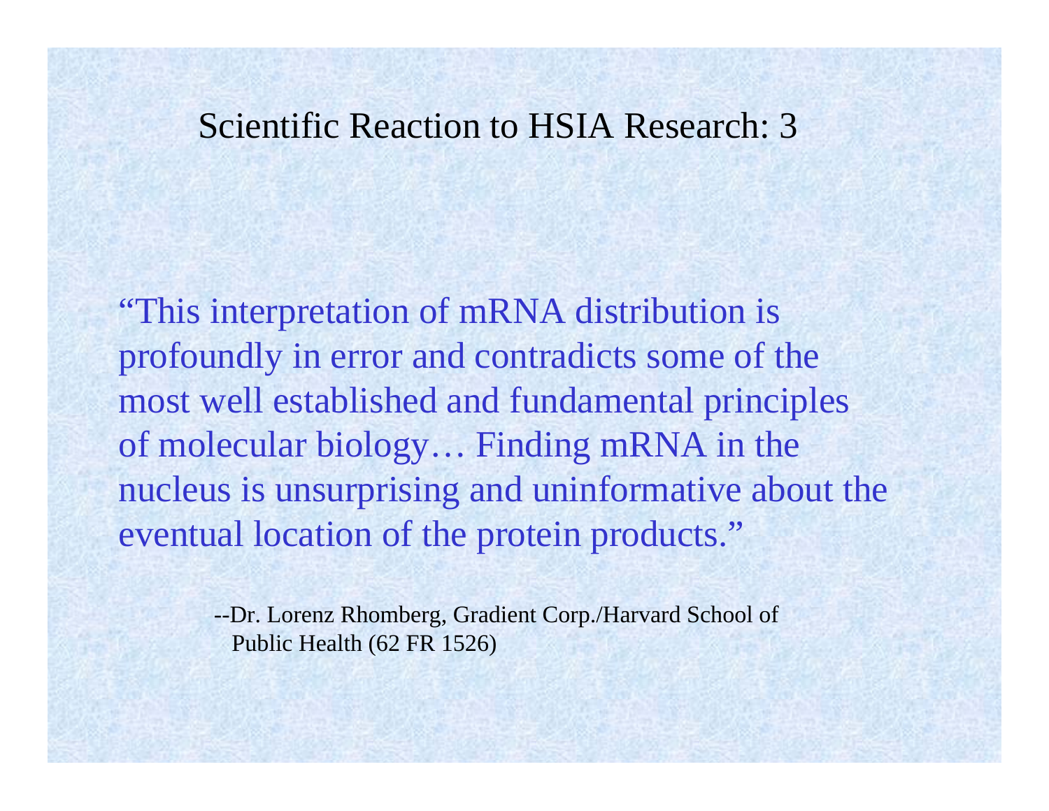# Scientific Reaction to HSIA Research: 3

"This interpretation of mRNA distribution is profoundly in error and contradicts some of the most well established and fundamental principles of molecular biology… Finding mRNA in the nucleus is unsurprising and uninformative about the eventual location of the protein products."

--Dr. Lorenz Rhomberg, Gradient Corp./Harvard School of Public Health (62 FR 1526)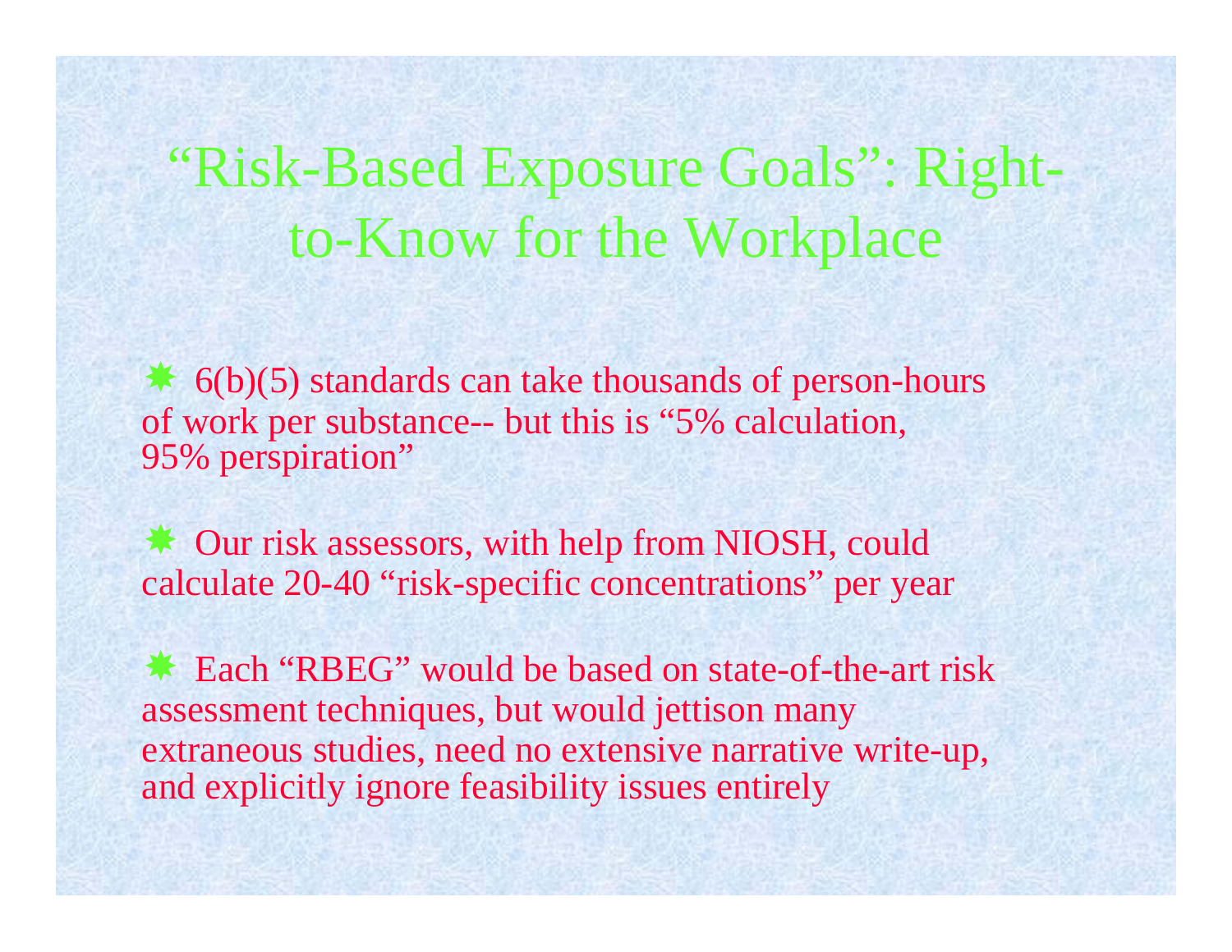# "Risk-Based Exposure Goals": Right-to-Know for the Workplace

- 6(b)(5) standards can take thousands of person-hours of work per substance-- but this is "5% calculation, 95% perspiration"

- Our risk assessors, with help from NIOSH, could calculate 20-40 "risk-specific concentrations" per year

- Each "RBEG" would be based on state-of-the-art risk assessment techniques, but would jettison many extraneous studies, need no extensive narrative write-up, and explicitly ignore feasibility issues entirely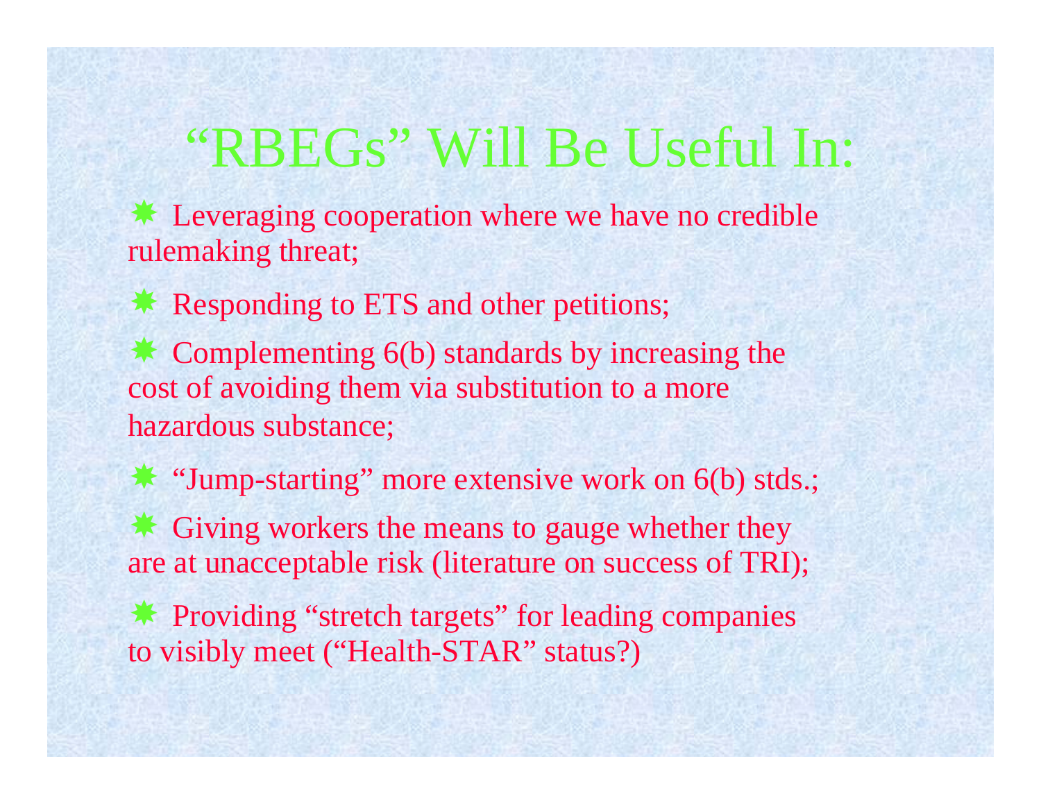# "RBEGs" Will Be Useful In:

- Leveraging cooperation where we have no credible rulemaking threat;
- Responding to ETS and other petitions;
- Complementing 6(b) standards by increasing the cost of avoiding them via substitution to a more hazardous substance;
- "Jump-starting" more extensive work on 6(b) stds.;
- Giving workers the means to gauge whether they are at unacceptable risk (literature on success of TRI);
- Providing "stretch targets" for leading companies to visibly meet ("Health-STAR" status?)